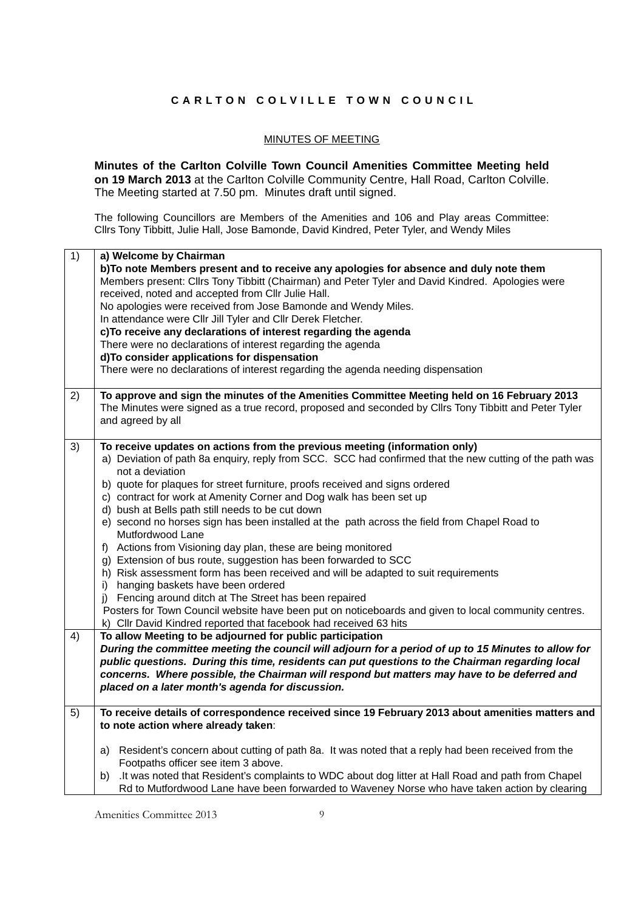# CARLTON COLVILLE TOWN COUNCIL

MINUTES OF MEETING

**Minutes of the Carlton Colville Town Council Amenities Committee Meeting held on 19 March 2013** at the Carlton Colville Community Centre, Hall Road, Carlton Colville. The Meeting started at 7.50 pm. Minutes draft until signed.

The following Councillors are Members of the Amenities and 106 and Play areas Committee: Cllrs Tony Tibbitt, Julie Hall, Jose Bamonde, David Kindred, Peter Tyler, and Wendy Miles

| | |
|---|---|
| 1) | **a) Welcome by Chairman**<br>**b)To note Members present and to receive any apologies for absence and duly note them**<br>Members present: Cllrs Tony Tibbitt (Chairman) and Peter Tyler and David Kindred. Apologies were received, noted and accepted from Cllr Julie Hall.<br>No apologies were received from Jose Bamonde and Wendy Miles.<br>In attendance were Cllr Jill Tyler and Cllr Derek Fletcher.<br>**c)To receive any declarations of interest regarding the agenda**<br>There were no declarations of interest regarding the agenda<br>**d)To consider applications for dispensation**<br>There were no declarations of interest regarding the agenda needing dispensation |
| 2) | **To approve and sign the minutes of the Amenities Committee Meeting held on 16 February 2013**<br>The Minutes were signed as a true record, proposed and seconded by Cllrs Tony Tibbitt and Peter Tyler and agreed by all |
| 3) | **To receive updates on actions from the previous meeting (information only)**<br>a) Deviation of path 8a enquiry, reply from SCC. SCC had confirmed that the new cutting of the path was not a deviation<br>b) quote for plaques for street furniture, proofs received and signs ordered<br>c) contract for work at Amenity Corner and Dog walk has been set up<br>d) bush at Bells path still needs to be cut down<br>e) second no horses sign has been installed at the path across the field from Chapel Road to Mutfordwood Lane<br>f) Actions from Visioning day plan, these are being monitored<br>g) Extension of bus route, suggestion has been forwarded to SCC<br>h) Risk assessment form has been received and will be adapted to suit requirements<br>i) hanging baskets have been ordered<br>j) Fencing around ditch at The Street has been repaired<br>Posters for Town Council website have been put on noticeboards and given to local community centres.<br>k) Cllr David Kindred reported that facebook had received 63 hits |
| 4) | **To allow Meeting to be adjourned for public participation**<br>***During the committee meeting the council will adjourn for a period of up to 15 Minutes to allow for public questions. During this time, residents can put questions to the Chairman regarding local concerns. Where possible, the Chairman will respond but matters may have to be deferred and placed on a later month's agenda for discussion.*** |
| 5) | **To receive details of correspondence received since 19 February 2013 about amenities matters and to note action where already taken**:<br><br>a) Resident's concern about cutting of path 8a. It was noted that a reply had been received from the Footpaths officer see item 3 above.<br>b) .It was noted that Resident's complaints to WDC about dog litter at Hall Road and path from Chapel Rd to Mutfordwood Lane have been forwarded to Waveney Norse who have taken action by clearing |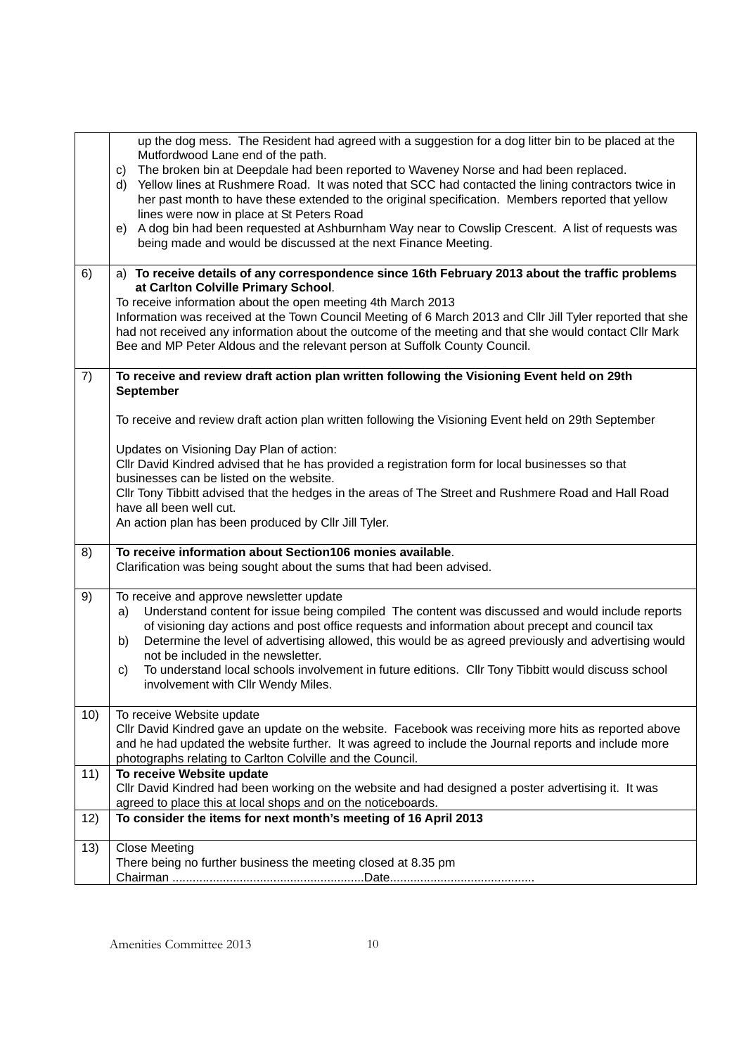| | |
|---|---|
| | up the dog mess. The Resident had agreed with a suggestion for a dog litter bin to be placed at the Mutfordwood Lane end of the path.<br>c) The broken bin at Deepdale had been reported to Waveney Norse and had been replaced.<br>d) Yellow lines at Rushmere Road. It was noted that SCC had contacted the lining contractors twice in her past month to have these extended to the original specification. Members reported that yellow lines were now in place at St Peters Road<br>e) A dog bin had been requested at Ashburnham Way near to Cowslip Crescent. A list of requests was being made and would be discussed at the next Finance Meeting. |
| 6) | a) **To receive details of any correspondence since 16th February 2013 about the traffic problems at Carlton Colville Primary School**.<br>To receive information about the open meeting 4th March 2013<br>Information was received at the Town Council Meeting of 6 March 2013 and Cllr Jill Tyler reported that she had not received any information about the outcome of the meeting and that she would contact Cllr Mark Bee and MP Peter Aldous and the relevant person at Suffolk County Council. |
| 7) | **To receive and review draft action plan written following the Visioning Event held on 29th September**<br><br>To receive and review draft action plan written following the Visioning Event held on 29th September<br><br>Updates on Visioning Day Plan of action:<br>Cllr David Kindred advised that he has provided a registration form for local businesses so that businesses can be listed on the website.<br>Cllr Tony Tibbitt advised that the hedges in the areas of The Street and Rushmere Road and Hall Road have all been well cut.<br>An action plan has been produced by Cllr Jill Tyler. |
| 8) | **To receive information about Section106 monies available**.<br>Clarification was being sought about the sums that had been advised. |
| 9) | To receive and approve newsletter update<br>a) Understand content for issue being compiled The content was discussed and would include reports of visioning day actions and post office requests and information about precept and council tax<br>b) Determine the level of advertising allowed, this would be as agreed previously and advertising would not be included in the newsletter.<br>c) To understand local schools involvement in future editions. Cllr Tony Tibbitt would discuss school involvement with Cllr Wendy Miles. |
| 10) | To receive Website update<br>Cllr David Kindred gave an update on the website. Facebook was receiving more hits as reported above and he had updated the website further. It was agreed to include the Journal reports and include more photographs relating to Carlton Colville and the Council. |
| 11) | **To receive Website update**<br>Cllr David Kindred had been working on the website and had designed a poster advertising it. It was agreed to place this at local shops and on the noticeboards. |
| 12) | **To consider the items for next month's meeting of 16 April 2013** |
| 13) | Close Meeting<br>There being no further business the meeting closed at 8.35 pm<br>Chairman ..........................................................Date........................................... |